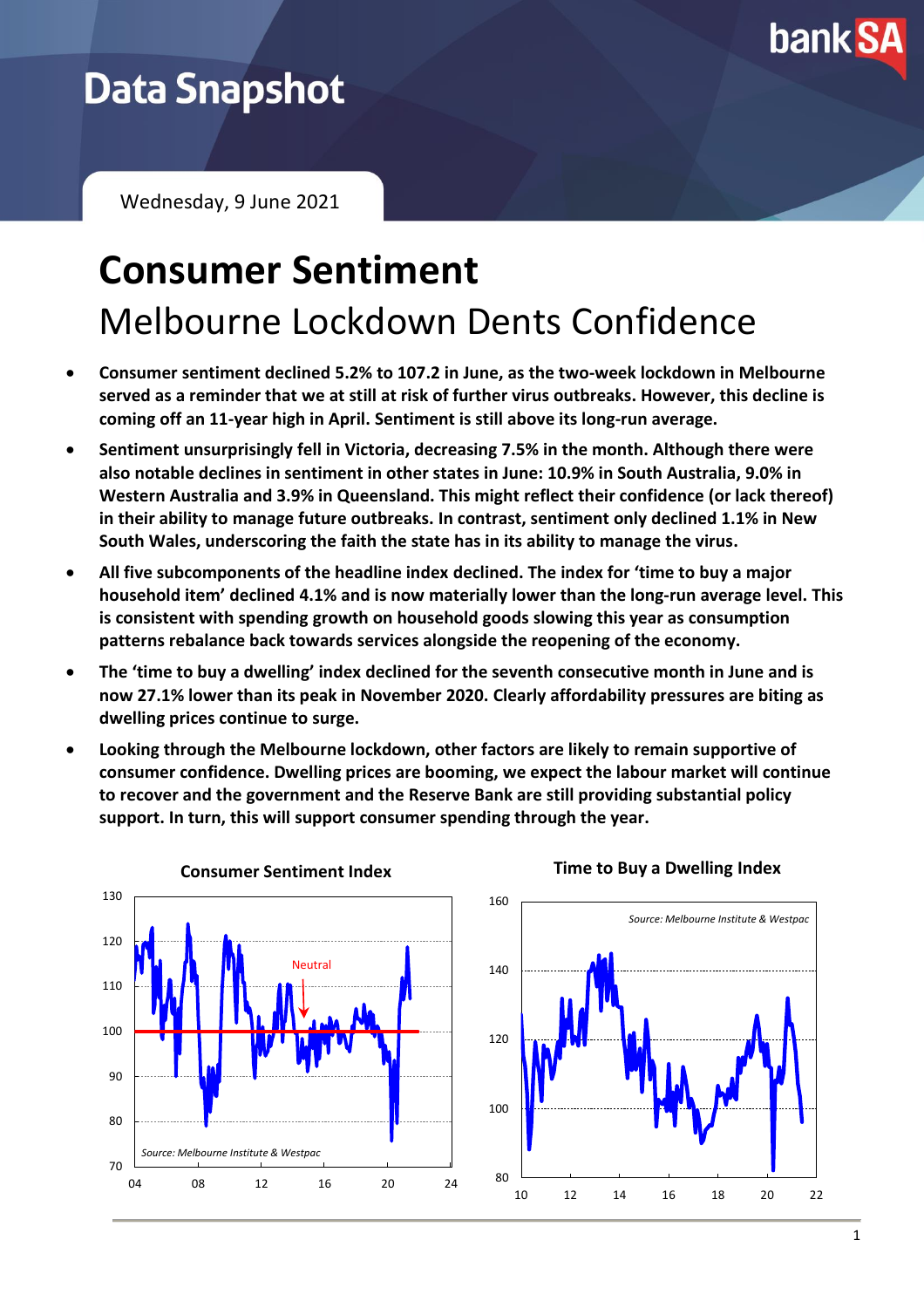# Data Snapshot

Wednesday, 9 June 2021

# Consumer Sentiment

## Melbourne Lockdown Dents Confidence

- **Consumer sentiment declined 5.2% to 107.2 in June, as the two-week lockdown in Melbourne served as a reminder that we at still at risk of further virus outbreaks. However, this decline is coming off an 11-year high in April. Sentiment is still above its long-run average.**
- **Sentiment unsurprisingly fell in Victoria, decreasing 7.5% in the month. Although there were also notable declines in sentiment in other states in June: 10.9% in South Australia, 9.0% in Western Australia and 3.9% in Queensland. This might reflect their confidence (or lack thereof) in their ability to manage future outbreaks. In contrast, sentiment only declined 1.1% in New South Wales, underscoring the faith the state has in its ability to manage the virus.**
- **All five subcomponents of the headline index declined. The index for 'time to buy a major household item' declined 4.1% and is now materially lower than the long-run average level. This is consistent with spending growth on household goods slowing this year as consumption patterns rebalance back towards services alongside the reopening of the economy.**
- **The 'time to buy a dwelling' index declined for the seventh consecutive month in June and is now 27.1% lower than its peak in November 2020. Clearly affordability pressures are biting as dwelling prices continue to surge.**
- **Looking through the Melbourne lockdown, other factors are likely to remain supportive of consumer confidence. Dwelling prices are booming, we expect the labour market will continue to recover and the government and the Reserve Bank are still providing substantial policy support. In turn, this will support consumer spending through the year.**

**Consumer Sentiment Index**

*Source: Melbourne Institute & Westpac*

**Time to Buy a Dwelling Index**

*Source: Melbourne Institute & Westpac*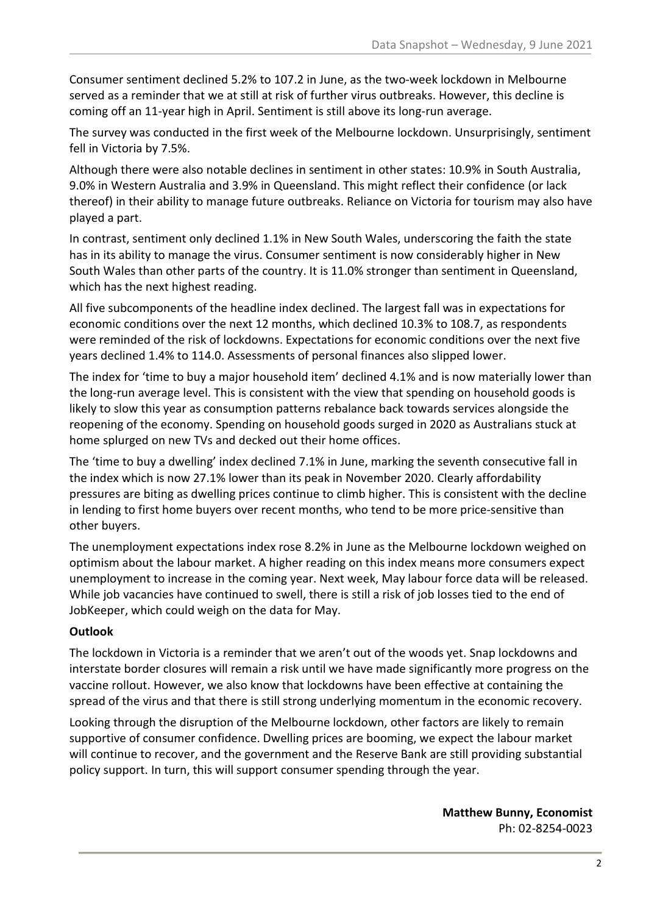Consumer sentiment declined 5.2% to 107.2 in June, as the two-week lockdown in Melbourne served as a reminder that we at still at risk of further virus outbreaks. However, this decline is coming off an 11-year high in April. Sentiment is still above its long-run average.

The survey was conducted in the first week of the Melbourne lockdown. Unsurprisingly, sentiment fell in Victoria by 7.5%.

Although there were also notable declines in sentiment in other states: 10.9% in South Australia, 9.0% in Western Australia and 3.9% in Queensland. This might reflect their confidence (or lack thereof) in their ability to manage future outbreaks. Reliance on Victoria for tourism may also have played a part.

In contrast, sentiment only declined 1.1% in New South Wales, underscoring the faith the state has in its ability to manage the virus. Consumer sentiment is now considerably higher in New South Wales than other parts of the country. It is 11.0% stronger than sentiment in Queensland, which has the next highest reading.

All five subcomponents of the headline index declined. The largest fall was in expectations for economic conditions over the next 12 months, which declined 10.3% to 108.7, as respondents were reminded of the risk of lockdowns. Expectations for economic conditions over the next five years declined 1.4% to 114.0. Assessments of personal finances also slipped lower.

The index for 'time to buy a major household item' declined 4.1% and is now materially lower than the long-run average level. This is consistent with the view that spending on household goods is likely to slow this year as consumption patterns rebalance back towards services alongside the reopening of the economy. Spending on household goods surged in 2020 as Australians stuck at home splurged on new TVs and decked out their home offices.

The 'time to buy a dwelling' index declined 7.1% in June, marking the seventh consecutive fall in the index which is now 27.1% lower than its peak in November 2020. Clearly affordability pressures are biting as dwelling prices continue to climb higher. This is consistent with the decline in lending to first home buyers over recent months, who tend to be more price-sensitive than other buyers.

The unemployment expectations index rose 8.2% in June as the Melbourne lockdown weighed on optimism about the labour market. A higher reading on this index means more consumers expect unemployment to increase in the coming year. Next week, May labour force data will be released. While job vacancies have continued to swell, there is still a risk of job losses tied to the end of JobKeeper, which could weigh on the data for May.

## Outlook

The lockdown in Victoria is a reminder that we aren't out of the woods yet. Snap lockdowns and interstate border closures will remain a risk until we have made significantly more progress on the vaccine rollout. However, we also know that lockdowns have been effective at containing the spread of the virus and that there is still strong underlying momentum in the economic recovery.

Looking through the disruption of the Melbourne lockdown, other factors are likely to remain supportive of consumer confidence. Dwelling prices are booming, we expect the labour market will continue to recover, and the government and the Reserve Bank are still providing substantial policy support. In turn, this will support consumer spending through the year.

**Matthew Bunny, Economist**
Ph: 02-8254-0023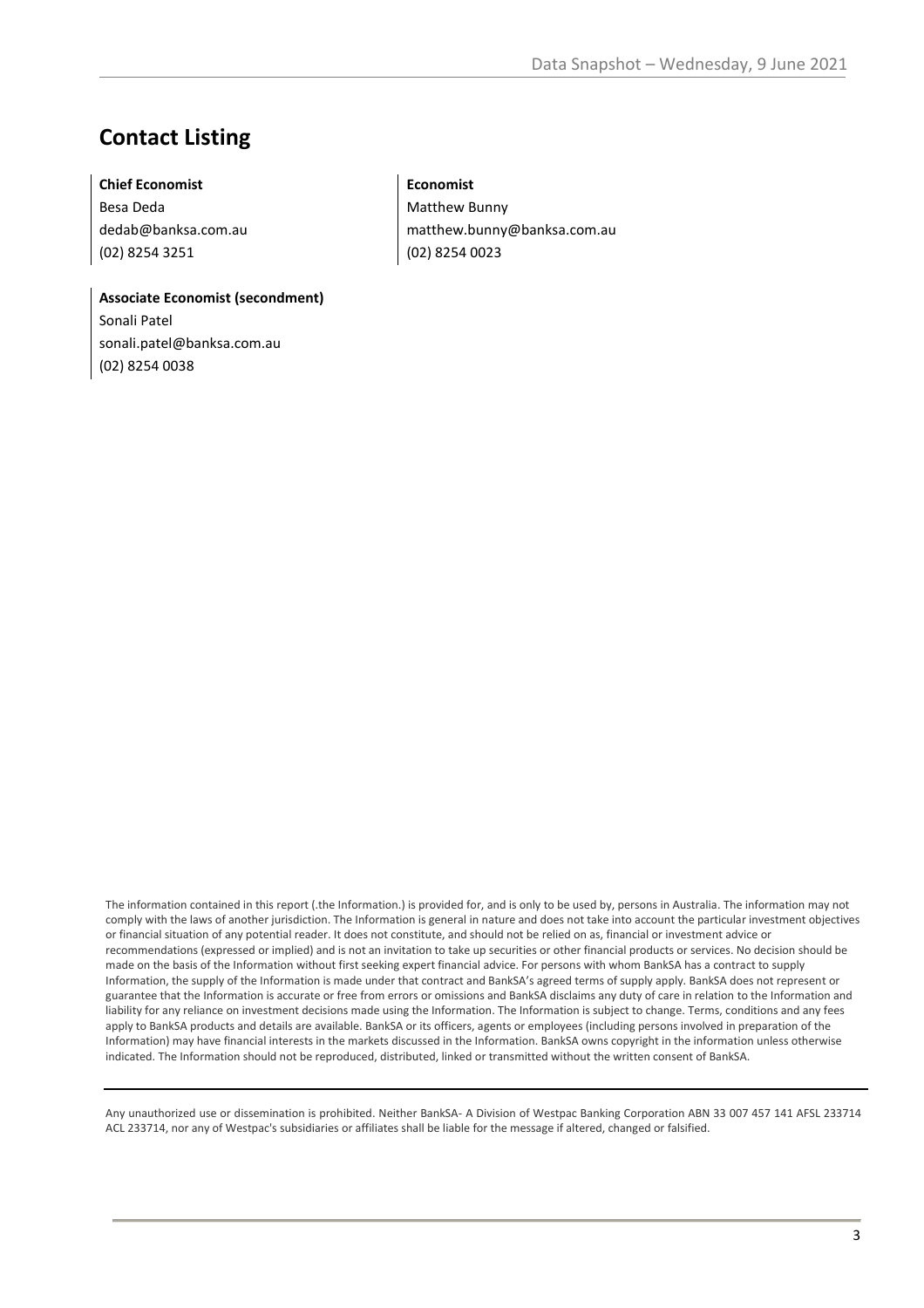## Contact Listing

**Chief Economist**
Besa Deda
dedab@banksa.com.au
(02) 8254 3251

**Economist**
Matthew Bunny
matthew.bunny@banksa.com.au
(02) 8254 0023

**Associate Economist (secondment)**
Sonali Patel
sonali.patel@banksa.com.au
(02) 8254 0038

The information contained in this report (.the Information.) is provided for, and is only to be used by, persons in Australia. The information may not comply with the laws of another jurisdiction. The Information is general in nature and does not take into account the particular investment objectives or financial situation of any potential reader. It does not constitute, and should not be relied on as, financial or investment advice or recommendations (expressed or implied) and is not an invitation to take up securities or other financial products or services. No decision should be made on the basis of the Information without first seeking expert financial advice. For persons with whom BankSA has a contract to supply Information, the supply of the Information is made under that contract and BankSA's agreed terms of supply apply. BankSA does not represent or guarantee that the Information is accurate or free from errors or omissions and BankSA disclaims any duty of care in relation to the Information and liability for any reliance on investment decisions made using the Information. The Information is subject to change. Terms, conditions and any fees apply to BankSA products and details are available. BankSA or its officers, agents or employees (including persons involved in preparation of the Information) may have financial interests in the markets discussed in the Information. BankSA owns copyright in the information unless otherwise indicated. The Information should not be reproduced, distributed, linked or transmitted without the written consent of BankSA.

Any unauthorized use or dissemination is prohibited. Neither BankSA- A Division of Westpac Banking Corporation ABN 33 007 457 141 AFSL 233714 ACL 233714, nor any of Westpac's subsidiaries or affiliates shall be liable for the message if altered, changed or falsified.